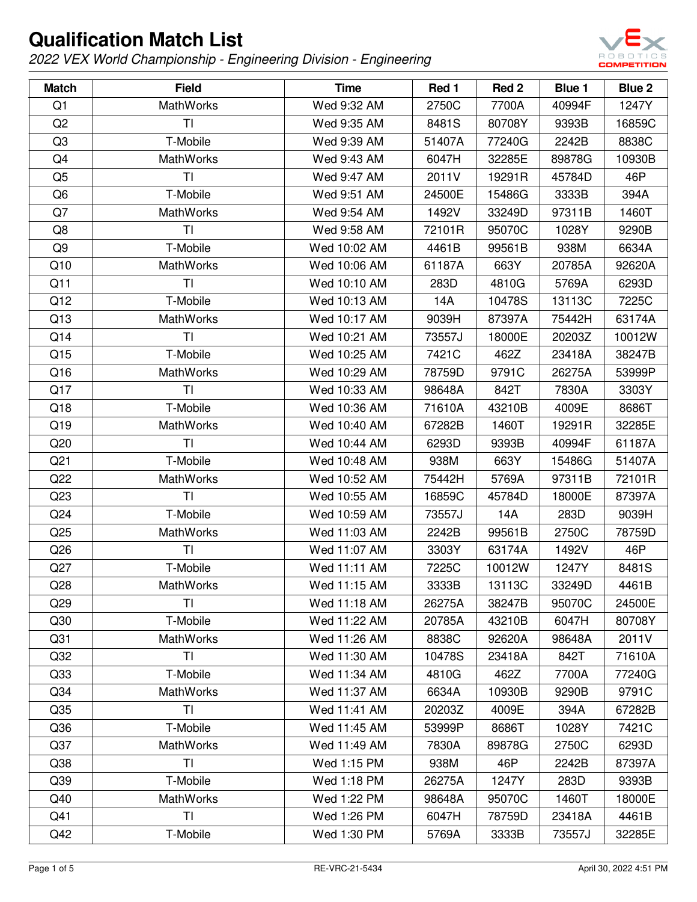# Qualification Match List

*2022 VEX World Championship - Engineering Division - Engineering*

| Match | Field | Time | Red 1 | Red 2 | Blue 1 | Blue 2 |
|---|---|---|---|---|---|---|
| Q1 | MathWorks | Wed 9:32 AM | 2750C | 7700A | 40994F | 1247Y |
| Q2 | TI | Wed 9:35 AM | 8481S | 80708Y | 9393B | 16859C |
| Q3 | T-Mobile | Wed 9:39 AM | 51407A | 77240G | 2242B | 8838C |
| Q4 | MathWorks | Wed 9:43 AM | 6047H | 32285E | 89878G | 10930B |
| Q5 | TI | Wed 9:47 AM | 2011V | 19291R | 45784D | 46P |
| Q6 | T-Mobile | Wed 9:51 AM | 24500E | 15486G | 3333B | 394A |
| Q7 | MathWorks | Wed 9:54 AM | 1492V | 33249D | 97311B | 1460T |
| Q8 | TI | Wed 9:58 AM | 72101R | 95070C | 1028Y | 9290B |
| Q9 | T-Mobile | Wed 10:02 AM | 4461B | 99561B | 938M | 6634A |
| Q10 | MathWorks | Wed 10:06 AM | 61187A | 663Y | 20785A | 92620A |
| Q11 | TI | Wed 10:10 AM | 283D | 4810G | 5769A | 6293D |
| Q12 | T-Mobile | Wed 10:13 AM | 14A | 10478S | 13113C | 7225C |
| Q13 | MathWorks | Wed 10:17 AM | 9039H | 87397A | 75442H | 63174A |
| Q14 | TI | Wed 10:21 AM | 73557J | 18000E | 20203Z | 10012W |
| Q15 | T-Mobile | Wed 10:25 AM | 7421C | 462Z | 23418A | 38247B |
| Q16 | MathWorks | Wed 10:29 AM | 78759D | 9791C | 26275A | 53999P |
| Q17 | TI | Wed 10:33 AM | 98648A | 842T | 7830A | 3303Y |
| Q18 | T-Mobile | Wed 10:36 AM | 71610A | 43210B | 4009E | 8686T |
| Q19 | MathWorks | Wed 10:40 AM | 67282B | 1460T | 19291R | 32285E |
| Q20 | TI | Wed 10:44 AM | 6293D | 9393B | 40994F | 61187A |
| Q21 | T-Mobile | Wed 10:48 AM | 938M | 663Y | 15486G | 51407A |
| Q22 | MathWorks | Wed 10:52 AM | 75442H | 5769A | 97311B | 72101R |
| Q23 | TI | Wed 10:55 AM | 16859C | 45784D | 18000E | 87397A |
| Q24 | T-Mobile | Wed 10:59 AM | 73557J | 14A | 283D | 9039H |
| Q25 | MathWorks | Wed 11:03 AM | 2242B | 99561B | 2750C | 78759D |
| Q26 | TI | Wed 11:07 AM | 3303Y | 63174A | 1492V | 46P |
| Q27 | T-Mobile | Wed 11:11 AM | 7225C | 10012W | 1247Y | 8481S |
| Q28 | MathWorks | Wed 11:15 AM | 3333B | 13113C | 33249D | 4461B |
| Q29 | TI | Wed 11:18 AM | 26275A | 38247B | 95070C | 24500E |
| Q30 | T-Mobile | Wed 11:22 AM | 20785A | 43210B | 6047H | 80708Y |
| Q31 | MathWorks | Wed 11:26 AM | 8838C | 92620A | 98648A | 2011V |
| Q32 | TI | Wed 11:30 AM | 10478S | 23418A | 842T | 71610A |
| Q33 | T-Mobile | Wed 11:34 AM | 4810G | 462Z | 7700A | 77240G |
| Q34 | MathWorks | Wed 11:37 AM | 6634A | 10930B | 9290B | 9791C |
| Q35 | TI | Wed 11:41 AM | 20203Z | 4009E | 394A | 67282B |
| Q36 | T-Mobile | Wed 11:45 AM | 53999P | 8686T | 1028Y | 7421C |
| Q37 | MathWorks | Wed 11:49 AM | 7830A | 89878G | 2750C | 6293D |
| Q38 | TI | Wed 1:15 PM | 938M | 46P | 2242B | 87397A |
| Q39 | T-Mobile | Wed 1:18 PM | 26275A | 1247Y | 283D | 9393B |
| Q40 | MathWorks | Wed 1:22 PM | 98648A | 95070C | 1460T | 18000E |
| Q41 | TI | Wed 1:26 PM | 6047H | 78759D | 23418A | 4461B |
| Q42 | T-Mobile | Wed 1:30 PM | 5769A | 3333B | 73557J | 32285E |

RE-VRC-21-5434

April 30, 2022 4:51 PM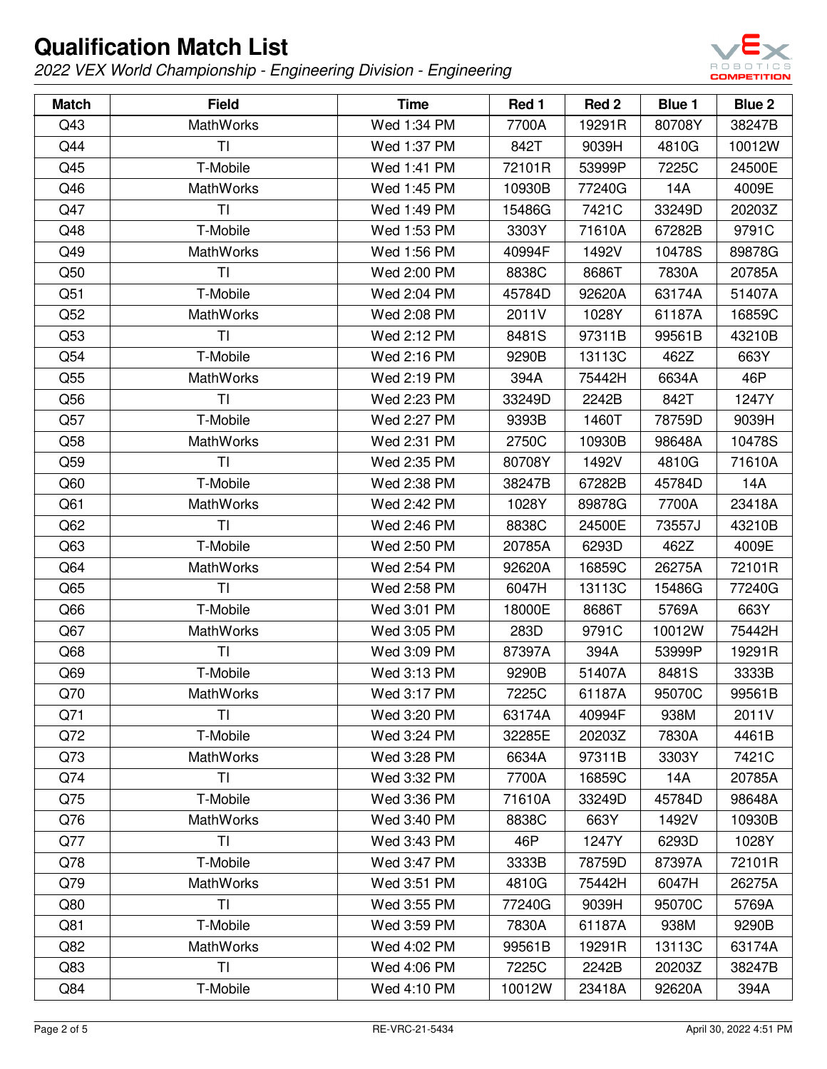# Qualification Match List

*2022 VEX World Championship - Engineering Division - Engineering*

| Match | Field | Time | Red 1 | Red 2 | Blue 1 | Blue 2 |
|---|---|---|---|---|---|---|
| Q43 | MathWorks | Wed 1:34 PM | 7700A | 19291R | 80708Y | 38247B |
| Q44 | TI | Wed 1:37 PM | 842T | 9039H | 4810G | 10012W |
| Q45 | T-Mobile | Wed 1:41 PM | 72101R | 53999P | 7225C | 24500E |
| Q46 | MathWorks | Wed 1:45 PM | 10930B | 77240G | 14A | 4009E |
| Q47 | TI | Wed 1:49 PM | 15486G | 7421C | 33249D | 20203Z |
| Q48 | T-Mobile | Wed 1:53 PM | 3303Y | 71610A | 67282B | 9791C |
| Q49 | MathWorks | Wed 1:56 PM | 40994F | 1492V | 10478S | 89878G |
| Q50 | TI | Wed 2:00 PM | 8838C | 8686T | 7830A | 20785A |
| Q51 | T-Mobile | Wed 2:04 PM | 45784D | 92620A | 63174A | 51407A |
| Q52 | MathWorks | Wed 2:08 PM | 2011V | 1028Y | 61187A | 16859C |
| Q53 | TI | Wed 2:12 PM | 8481S | 97311B | 99561B | 43210B |
| Q54 | T-Mobile | Wed 2:16 PM | 9290B | 13113C | 462Z | 663Y |
| Q55 | MathWorks | Wed 2:19 PM | 394A | 75442H | 6634A | 46P |
| Q56 | TI | Wed 2:23 PM | 33249D | 2242B | 842T | 1247Y |
| Q57 | T-Mobile | Wed 2:27 PM | 9393B | 1460T | 78759D | 9039H |
| Q58 | MathWorks | Wed 2:31 PM | 2750C | 10930B | 98648A | 10478S |
| Q59 | TI | Wed 2:35 PM | 80708Y | 1492V | 4810G | 71610A |
| Q60 | T-Mobile | Wed 2:38 PM | 38247B | 67282B | 45784D | 14A |
| Q61 | MathWorks | Wed 2:42 PM | 1028Y | 89878G | 7700A | 23418A |
| Q62 | TI | Wed 2:46 PM | 8838C | 24500E | 73557J | 43210B |
| Q63 | T-Mobile | Wed 2:50 PM | 20785A | 6293D | 462Z | 4009E |
| Q64 | MathWorks | Wed 2:54 PM | 92620A | 16859C | 26275A | 72101R |
| Q65 | TI | Wed 2:58 PM | 6047H | 13113C | 15486G | 77240G |
| Q66 | T-Mobile | Wed 3:01 PM | 18000E | 8686T | 5769A | 663Y |
| Q67 | MathWorks | Wed 3:05 PM | 283D | 9791C | 10012W | 75442H |
| Q68 | TI | Wed 3:09 PM | 87397A | 394A | 53999P | 19291R |
| Q69 | T-Mobile | Wed 3:13 PM | 9290B | 51407A | 8481S | 3333B |
| Q70 | MathWorks | Wed 3:17 PM | 7225C | 61187A | 95070C | 99561B |
| Q71 | TI | Wed 3:20 PM | 63174A | 40994F | 938M | 2011V |
| Q72 | T-Mobile | Wed 3:24 PM | 32285E | 20203Z | 7830A | 4461B |
| Q73 | MathWorks | Wed 3:28 PM | 6634A | 97311B | 3303Y | 7421C |
| Q74 | TI | Wed 3:32 PM | 7700A | 16859C | 14A | 20785A |
| Q75 | T-Mobile | Wed 3:36 PM | 71610A | 33249D | 45784D | 98648A |
| Q76 | MathWorks | Wed 3:40 PM | 8838C | 663Y | 1492V | 10930B |
| Q77 | TI | Wed 3:43 PM | 46P | 1247Y | 6293D | 1028Y |
| Q78 | T-Mobile | Wed 3:47 PM | 3333B | 78759D | 87397A | 72101R |
| Q79 | MathWorks | Wed 3:51 PM | 4810G | 75442H | 6047H | 26275A |
| Q80 | TI | Wed 3:55 PM | 77240G | 9039H | 95070C | 5769A |
| Q81 | T-Mobile | Wed 3:59 PM | 7830A | 61187A | 938M | 9290B |
| Q82 | MathWorks | Wed 4:02 PM | 99561B | 19291R | 13113C | 63174A |
| Q83 | TI | Wed 4:06 PM | 7225C | 2242B | 20203Z | 38247B |
| Q84 | T-Mobile | Wed 4:10 PM | 10012W | 23418A | 92620A | 394A |

RE-VRC-21-5434 April 30, 2022 4:51 PM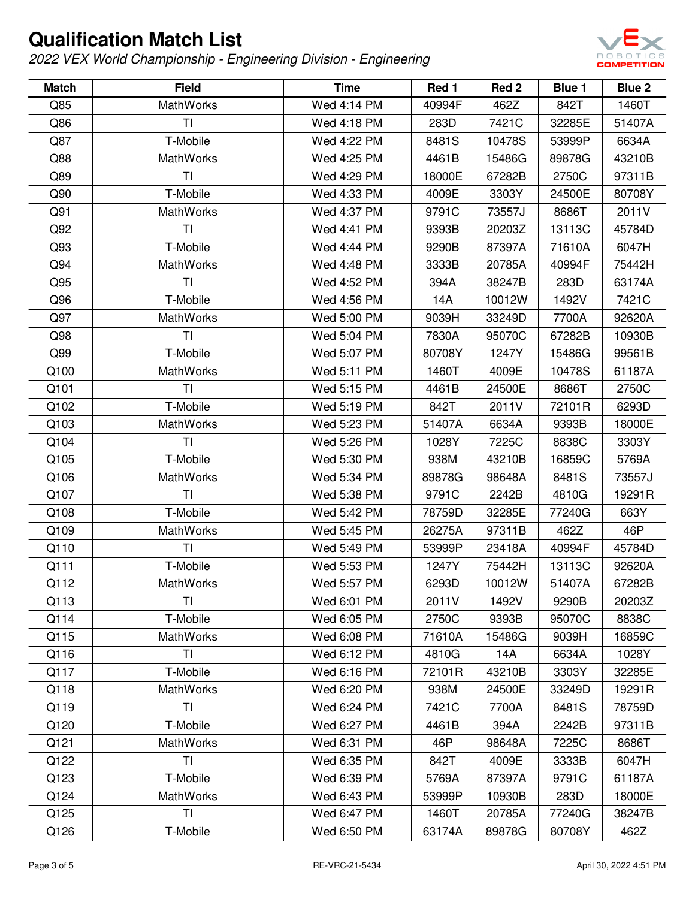# Qualification Match List

*2022 VEX World Championship - Engineering Division - Engineering*

| Match | Field | Time | Red 1 | Red 2 | Blue 1 | Blue 2 |
|---|---|---|---|---|---|---|
| Q85 | MathWorks | Wed 4:14 PM | 40994F | 462Z | 842T | 1460T |
| Q86 | TI | Wed 4:18 PM | 283D | 7421C | 32285E | 51407A |
| Q87 | T-Mobile | Wed 4:22 PM | 8481S | 10478S | 53999P | 6634A |
| Q88 | MathWorks | Wed 4:25 PM | 4461B | 15486G | 89878G | 43210B |
| Q89 | TI | Wed 4:29 PM | 18000E | 67282B | 2750C | 97311B |
| Q90 | T-Mobile | Wed 4:33 PM | 4009E | 3303Y | 24500E | 80708Y |
| Q91 | MathWorks | Wed 4:37 PM | 9791C | 73557J | 8686T | 2011V |
| Q92 | TI | Wed 4:41 PM | 9393B | 20203Z | 13113C | 45784D |
| Q93 | T-Mobile | Wed 4:44 PM | 9290B | 87397A | 71610A | 6047H |
| Q94 | MathWorks | Wed 4:48 PM | 3333B | 20785A | 40994F | 75442H |
| Q95 | TI | Wed 4:52 PM | 394A | 38247B | 283D | 63174A |
| Q96 | T-Mobile | Wed 4:56 PM | 14A | 10012W | 1492V | 7421C |
| Q97 | MathWorks | Wed 5:00 PM | 9039H | 33249D | 7700A | 92620A |
| Q98 | TI | Wed 5:04 PM | 7830A | 95070C | 67282B | 10930B |
| Q99 | T-Mobile | Wed 5:07 PM | 80708Y | 1247Y | 15486G | 99561B |
| Q100 | MathWorks | Wed 5:11 PM | 1460T | 4009E | 10478S | 61187A |
| Q101 | TI | Wed 5:15 PM | 4461B | 24500E | 8686T | 2750C |
| Q102 | T-Mobile | Wed 5:19 PM | 842T | 2011V | 72101R | 6293D |
| Q103 | MathWorks | Wed 5:23 PM | 51407A | 6634A | 9393B | 18000E |
| Q104 | TI | Wed 5:26 PM | 1028Y | 7225C | 8838C | 3303Y |
| Q105 | T-Mobile | Wed 5:30 PM | 938M | 43210B | 16859C | 5769A |
| Q106 | MathWorks | Wed 5:34 PM | 89878G | 98648A | 8481S | 73557J |
| Q107 | TI | Wed 5:38 PM | 9791C | 2242B | 4810G | 19291R |
| Q108 | T-Mobile | Wed 5:42 PM | 78759D | 32285E | 77240G | 663Y |
| Q109 | MathWorks | Wed 5:45 PM | 26275A | 97311B | 462Z | 46P |
| Q110 | TI | Wed 5:49 PM | 53999P | 23418A | 40994F | 45784D |
| Q111 | T-Mobile | Wed 5:53 PM | 1247Y | 75442H | 13113C | 92620A |
| Q112 | MathWorks | Wed 5:57 PM | 6293D | 10012W | 51407A | 67282B |
| Q113 | TI | Wed 6:01 PM | 2011V | 1492V | 9290B | 20203Z |
| Q114 | T-Mobile | Wed 6:05 PM | 2750C | 9393B | 95070C | 8838C |
| Q115 | MathWorks | Wed 6:08 PM | 71610A | 15486G | 9039H | 16859C |
| Q116 | TI | Wed 6:12 PM | 4810G | 14A | 6634A | 1028Y |
| Q117 | T-Mobile | Wed 6:16 PM | 72101R | 43210B | 3303Y | 32285E |
| Q118 | MathWorks | Wed 6:20 PM | 938M | 24500E | 33249D | 19291R |
| Q119 | TI | Wed 6:24 PM | 7421C | 7700A | 8481S | 78759D |
| Q120 | T-Mobile | Wed 6:27 PM | 4461B | 394A | 2242B | 97311B |
| Q121 | MathWorks | Wed 6:31 PM | 46P | 98648A | 7225C | 8686T |
| Q122 | TI | Wed 6:35 PM | 842T | 4009E | 3333B | 6047H |
| Q123 | T-Mobile | Wed 6:39 PM | 5769A | 87397A | 9791C | 61187A |
| Q124 | MathWorks | Wed 6:43 PM | 53999P | 10930B | 283D | 18000E |
| Q125 | TI | Wed 6:47 PM | 1460T | 20785A | 77240G | 38247B |
| Q126 | T-Mobile | Wed 6:50 PM | 63174A | 89878G | 80708Y | 462Z |

RE-VRC-21-5434 April 30, 2022 4:51 PM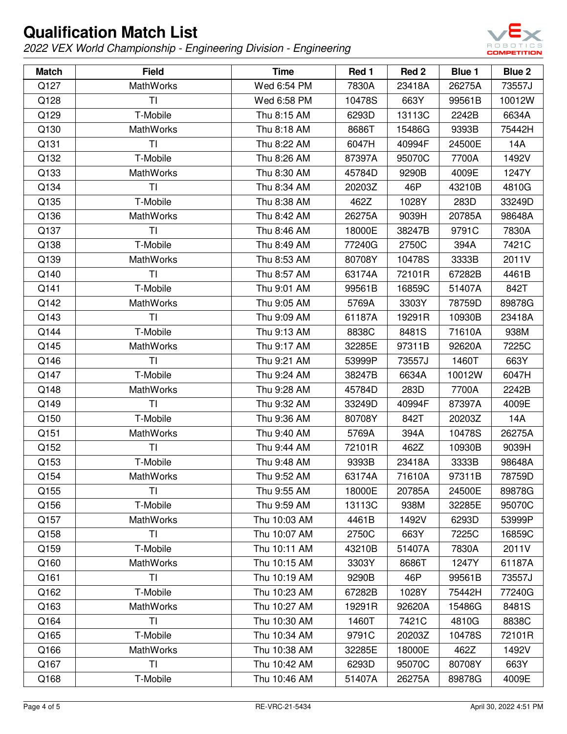# Qualification Match List

*2022 VEX World Championship - Engineering Division - Engineering*

| Match | Field | Time | Red 1 | Red 2 | Blue 1 | Blue 2 |
|---|---|---|---|---|---|---|
| Q127 | MathWorks | Wed 6:54 PM | 7830A | 23418A | 26275A | 73557J |
| Q128 | TI | Wed 6:58 PM | 10478S | 663Y | 99561B | 10012W |
| Q129 | T-Mobile | Thu 8:15 AM | 6293D | 13113C | 2242B | 6634A |
| Q130 | MathWorks | Thu 8:18 AM | 8686T | 15486G | 9393B | 75442H |
| Q131 | TI | Thu 8:22 AM | 6047H | 40994F | 24500E | 14A |
| Q132 | T-Mobile | Thu 8:26 AM | 87397A | 95070C | 7700A | 1492V |
| Q133 | MathWorks | Thu 8:30 AM | 45784D | 9290B | 4009E | 1247Y |
| Q134 | TI | Thu 8:34 AM | 20203Z | 46P | 43210B | 4810G |
| Q135 | T-Mobile | Thu 8:38 AM | 462Z | 1028Y | 283D | 33249D |
| Q136 | MathWorks | Thu 8:42 AM | 26275A | 9039H | 20785A | 98648A |
| Q137 | TI | Thu 8:46 AM | 18000E | 38247B | 9791C | 7830A |
| Q138 | T-Mobile | Thu 8:49 AM | 77240G | 2750C | 394A | 7421C |
| Q139 | MathWorks | Thu 8:53 AM | 80708Y | 10478S | 3333B | 2011V |
| Q140 | TI | Thu 8:57 AM | 63174A | 72101R | 67282B | 4461B |
| Q141 | T-Mobile | Thu 9:01 AM | 99561B | 16859C | 51407A | 842T |
| Q142 | MathWorks | Thu 9:05 AM | 5769A | 3303Y | 78759D | 89878G |
| Q143 | TI | Thu 9:09 AM | 61187A | 19291R | 10930B | 23418A |
| Q144 | T-Mobile | Thu 9:13 AM | 8838C | 8481S | 71610A | 938M |
| Q145 | MathWorks | Thu 9:17 AM | 32285E | 97311B | 92620A | 7225C |
| Q146 | TI | Thu 9:21 AM | 53999P | 73557J | 1460T | 663Y |
| Q147 | T-Mobile | Thu 9:24 AM | 38247B | 6634A | 10012W | 6047H |
| Q148 | MathWorks | Thu 9:28 AM | 45784D | 283D | 7700A | 2242B |
| Q149 | TI | Thu 9:32 AM | 33249D | 40994F | 87397A | 4009E |
| Q150 | T-Mobile | Thu 9:36 AM | 80708Y | 842T | 20203Z | 14A |
| Q151 | MathWorks | Thu 9:40 AM | 5769A | 394A | 10478S | 26275A |
| Q152 | TI | Thu 9:44 AM | 72101R | 462Z | 10930B | 9039H |
| Q153 | T-Mobile | Thu 9:48 AM | 9393B | 23418A | 3333B | 98648A |
| Q154 | MathWorks | Thu 9:52 AM | 63174A | 71610A | 97311B | 78759D |
| Q155 | TI | Thu 9:55 AM | 18000E | 20785A | 24500E | 89878G |
| Q156 | T-Mobile | Thu 9:59 AM | 13113C | 938M | 32285E | 95070C |
| Q157 | MathWorks | Thu 10:03 AM | 4461B | 1492V | 6293D | 53999P |
| Q158 | TI | Thu 10:07 AM | 2750C | 663Y | 7225C | 16859C |
| Q159 | T-Mobile | Thu 10:11 AM | 43210B | 51407A | 7830A | 2011V |
| Q160 | MathWorks | Thu 10:15 AM | 3303Y | 8686T | 1247Y | 61187A |
| Q161 | TI | Thu 10:19 AM | 9290B | 46P | 99561B | 73557J |
| Q162 | T-Mobile | Thu 10:23 AM | 67282B | 1028Y | 75442H | 77240G |
| Q163 | MathWorks | Thu 10:27 AM | 19291R | 92620A | 15486G | 8481S |
| Q164 | TI | Thu 10:30 AM | 1460T | 7421C | 4810G | 8838C |
| Q165 | T-Mobile | Thu 10:34 AM | 9791C | 20203Z | 10478S | 72101R |
| Q166 | MathWorks | Thu 10:38 AM | 32285E | 18000E | 462Z | 1492V |
| Q167 | TI | Thu 10:42 AM | 6293D | 95070C | 80708Y | 663Y |
| Q168 | T-Mobile | Thu 10:46 AM | 51407A | 26275A | 89878G | 4009E |

RE-VRC-21-5434 April 30, 2022 4:51 PM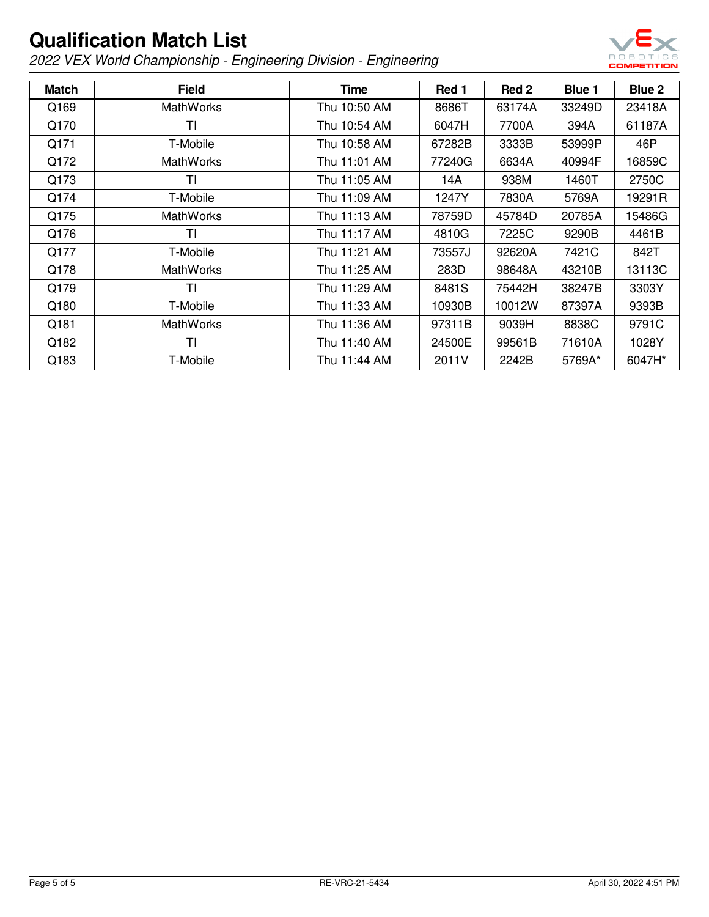# Qualification Match List

*2022 VEX World Championship - Engineering Division - Engineering*

| Match | Field | Time | Red 1 | Red 2 | Blue 1 | Blue 2 |
|---|---|---|---|---|---|---|
| Q169 | MathWorks | Thu 10:50 AM | 8686T | 63174A | 33249D | 23418A |
| Q170 | TI | Thu 10:54 AM | 6047H | 7700A | 394A | 61187A |
| Q171 | T-Mobile | Thu 10:58 AM | 67282B | 3333B | 53999P | 46P |
| Q172 | MathWorks | Thu 11:01 AM | 77240G | 6634A | 40994F | 16859C |
| Q173 | TI | Thu 11:05 AM | 14A | 938M | 1460T | 2750C |
| Q174 | T-Mobile | Thu 11:09 AM | 1247Y | 7830A | 5769A | 19291R |
| Q175 | MathWorks | Thu 11:13 AM | 78759D | 45784D | 20785A | 15486G |
| Q176 | TI | Thu 11:17 AM | 4810G | 7225C | 9290B | 4461B |
| Q177 | T-Mobile | Thu 11:21 AM | 73557J | 92620A | 7421C | 842T |
| Q178 | MathWorks | Thu 11:25 AM | 283D | 98648A | 43210B | 13113C |
| Q179 | TI | Thu 11:29 AM | 8481S | 75442H | 38247B | 3303Y |
| Q180 | T-Mobile | Thu 11:33 AM | 10930B | 10012W | 87397A | 9393B |
| Q181 | MathWorks | Thu 11:36 AM | 97311B | 9039H | 8838C | 9791C |
| Q182 | TI | Thu 11:40 AM | 24500E | 99561B | 71610A | 1028Y |
| Q183 | T-Mobile | Thu 11:44 AM | 2011V | 2242B | 5769A* | 6047H* |

RE-VRC-21-5434

April 30, 2022 4:51 PM